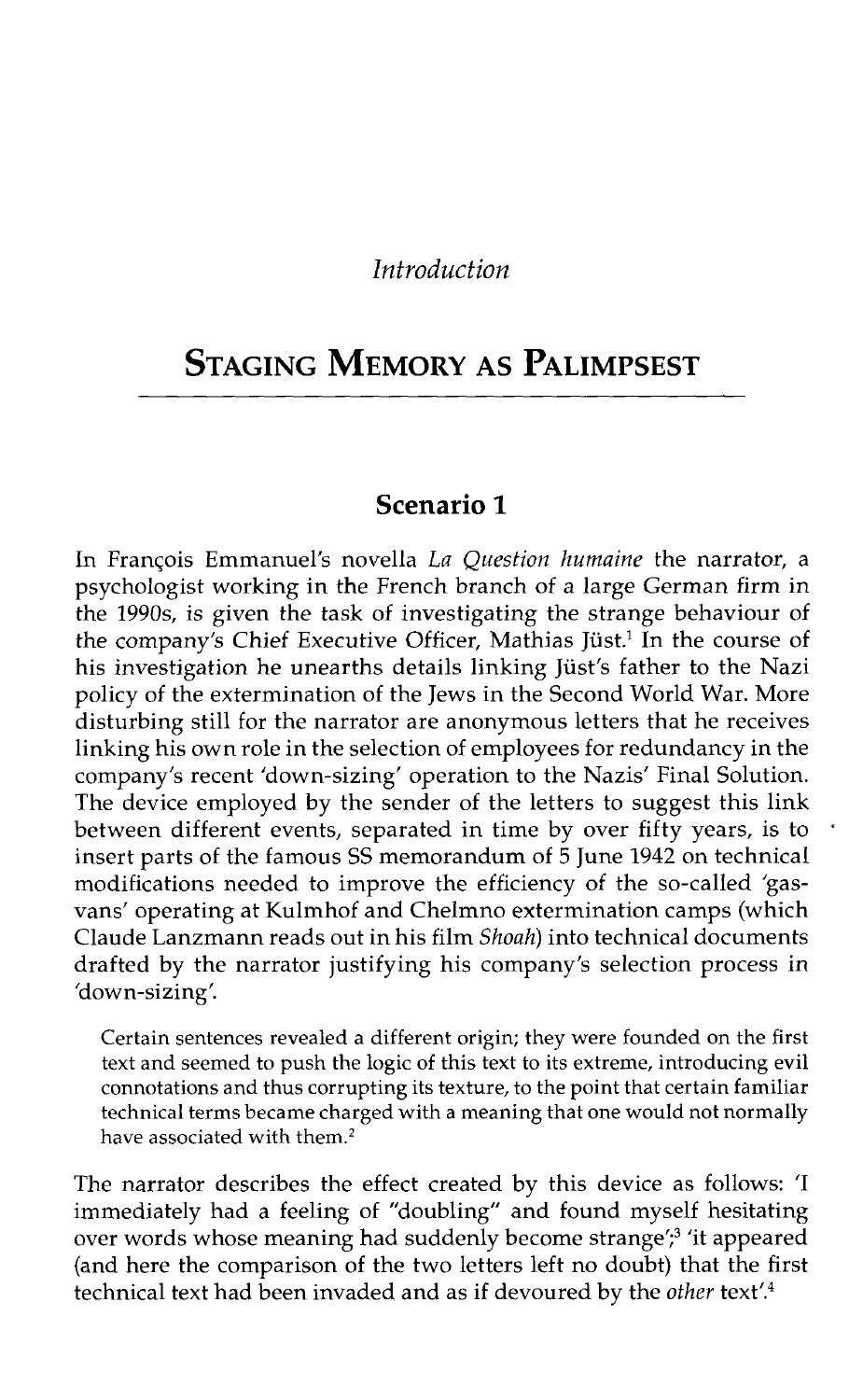*Introduction*

# Staging Memory as Palimpsest

## Scenario 1

In François Emmanuel's novella *La Question humaine* the narrator, a psychologist working in the French branch of a large German firm in the 1990s, is given the task of investigating the strange behaviour of the company's Chief Executive Officer, Mathias Jüst.[1] In the course of his investigation he unearths details linking Jüst's father to the Nazi policy of the extermination of the Jews in the Second World War. More disturbing still for the narrator are anonymous letters that he receives linking his own role in the selection of employees for redundancy in the company's recent 'down-sizing' operation to the Nazis' Final Solution. The device employed by the sender of the letters to suggest this link between different events, separated in time by over fifty years, is to insert parts of the famous SS memorandum of 5 June 1942 on technical modifications needed to improve the efficiency of the so-called 'gas-vans' operating at Kulmhof and Chelmno extermination camps (which Claude Lanzmann reads out in his film *Shoah*) into technical documents drafted by the narrator justifying his company's selection process in 'down-sizing'.

> Certain sentences revealed a different origin; they were founded on the first text and seemed to push the logic of this text to its extreme, introducing evil connotations and thus corrupting its texture, to the point that certain familiar technical terms became charged with a meaning that one would not normally have associated with them.[2]

The narrator describes the effect created by this device as follows: 'I immediately had a feeling of "doubling" and found myself hesitating over words whose meaning had suddenly become strange';[3] 'it appeared (and here the comparison of the two letters left no doubt) that the first technical text had been invaded and as if devoured by the *other* text'.[4]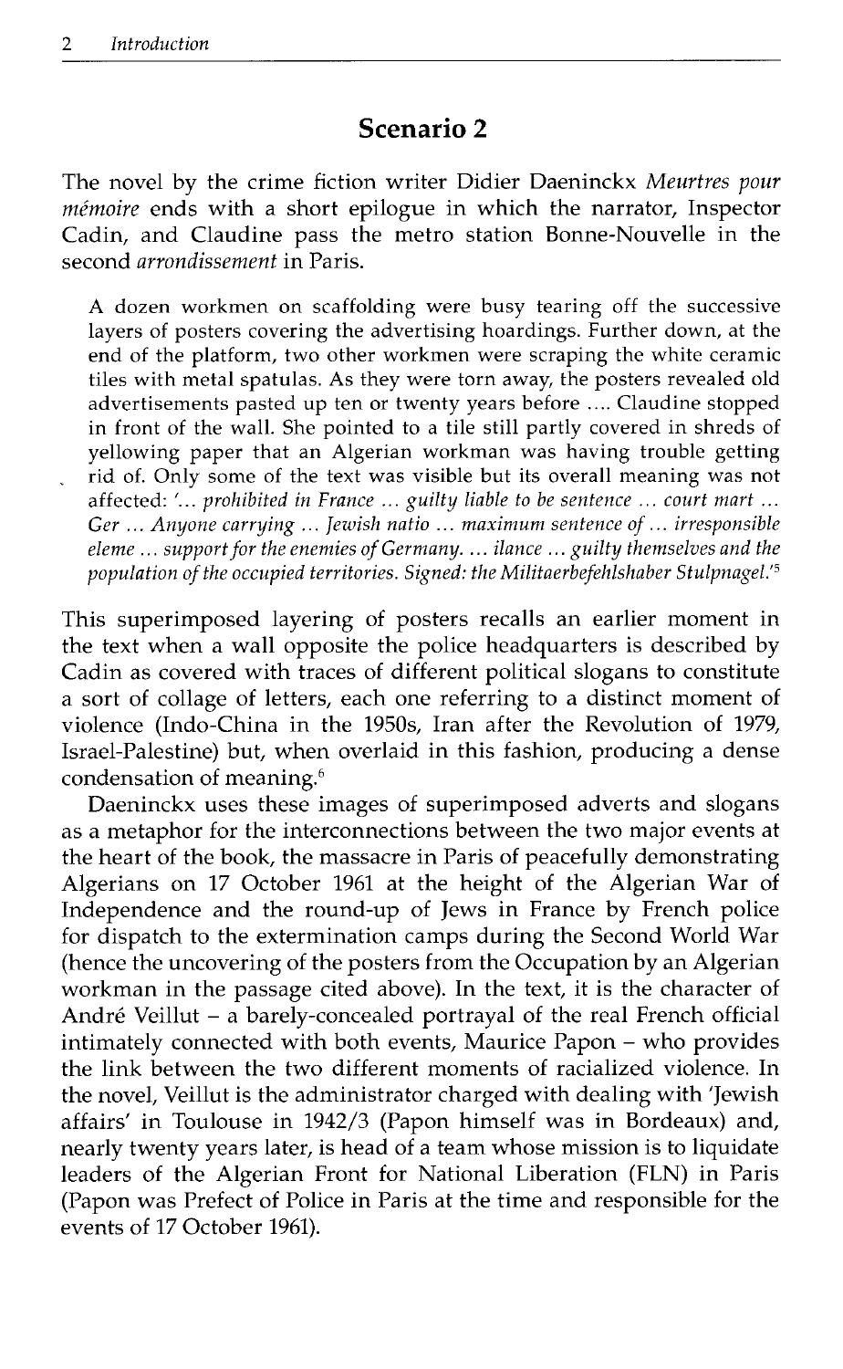## Scenario 2

The novel by the crime fiction writer Didier Daeninckx *Meurtres pour mémoire* ends with a short epilogue in which the narrator, Inspector Cadin, and Claudine pass the metro station Bonne-Nouvelle in the second *arrondissement* in Paris.

> A dozen workmen on scaffolding were busy tearing off the successive layers of posters covering the advertising hoardings. Further down, at the end of the platform, two other workmen were scraping the white ceramic tiles with metal spatulas. As they were torn away, the posters revealed old advertisements pasted up ten or twenty years before .... Claudine stopped in front of the wall. She pointed to a tile still partly covered in shreds of yellowing paper that an Algerian workman was having trouble getting rid of. Only some of the text was visible but its overall meaning was not affected: '*... prohibited in France ... guilty liable to be sentence ... court mart ... Ger ... Anyone carrying ... Jewish natio ... maximum sentence of ... irresponsible eleme ... support for the enemies of Germany. ... ilance ... guilty themselves and the population of the occupied territories. Signed: the Militaerbefehlshaber Stulpnagel.*'[5]

This superimposed layering of posters recalls an earlier moment in the text when a wall opposite the police headquarters is described by Cadin as covered with traces of different political slogans to constitute a sort of collage of letters, each one referring to a distinct moment of violence (Indo-China in the 1950s, Iran after the Revolution of 1979, Israel-Palestine) but, when overlaid in this fashion, producing a dense condensation of meaning.[6]

Daeninckx uses these images of superimposed adverts and slogans as a metaphor for the interconnections between the two major events at the heart of the book, the massacre in Paris of peacefully demonstrating Algerians on 17 October 1961 at the height of the Algerian War of Independence and the round-up of Jews in France by French police for dispatch to the extermination camps during the Second World War (hence the uncovering of the posters from the Occupation by an Algerian workman in the passage cited above). In the text, it is the character of André Veillut – a barely-concealed portrayal of the real French official intimately connected with both events, Maurice Papon – who provides the link between the two different moments of racialized violence. In the novel, Veillut is the administrator charged with dealing with 'Jewish affairs' in Toulouse in 1942/3 (Papon himself was in Bordeaux) and, nearly twenty years later, is head of a team whose mission is to liquidate leaders of the Algerian Front for National Liberation (FLN) in Paris (Papon was Prefect of Police in Paris at the time and responsible for the events of 17 October 1961).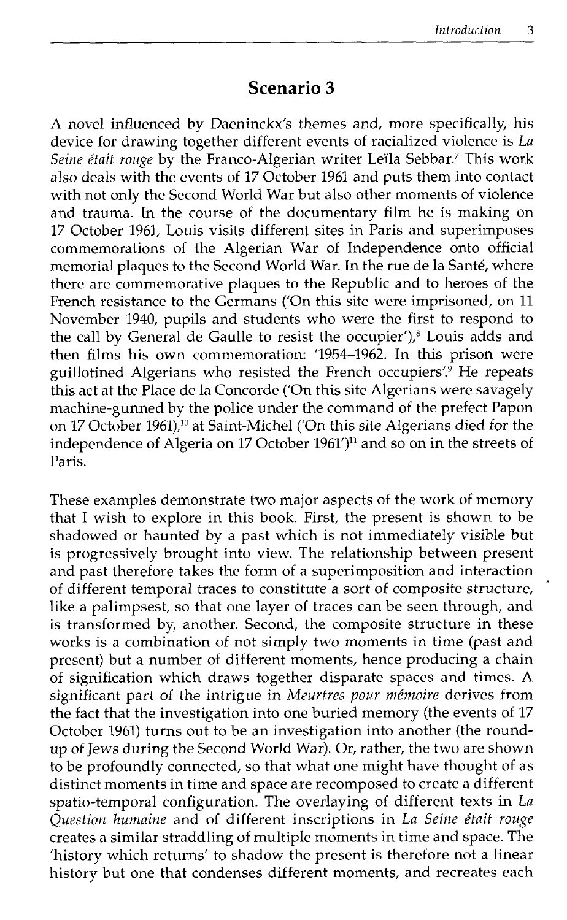## Scenario 3

A novel influenced by Daeninckx's themes and, more specifically, his device for drawing together different events of racialized violence is *La Seine était rouge* by the Franco-Algerian writer Leïla Sebbar.[7] This work also deals with the events of 17 October 1961 and puts them into contact with not only the Second World War but also other moments of violence and trauma. In the course of the documentary film he is making on 17 October 1961, Louis visits different sites in Paris and superimposes commemorations of the Algerian War of Independence onto official memorial plaques to the Second World War. In the rue de la Santé, where there are commemorative plaques to the Republic and to heroes of the French resistance to the Germans ('On this site were imprisoned, on 11 November 1940, pupils and students who were the first to respond to the call by General de Gaulle to resist the occupier'),[8] Louis adds and then films his own commemoration: '1954–1962. In this prison were guillotined Algerians who resisted the French occupiers'.[9] He repeats this act at the Place de la Concorde ('On this site Algerians were savagely machine-gunned by the police under the command of the prefect Papon on 17 October 1961),[10] at Saint-Michel ('On this site Algerians died for the independence of Algeria on 17 October 1961')[11] and so on in the streets of Paris.

These examples demonstrate two major aspects of the work of memory that I wish to explore in this book. First, the present is shown to be shadowed or haunted by a past which is not immediately visible but is progressively brought into view. The relationship between present and past therefore takes the form of a superimposition and interaction of different temporal traces to constitute a sort of composite structure, like a palimpsest, so that one layer of traces can be seen through, and is transformed by, another. Second, the composite structure in these works is a combination of not simply two moments in time (past and present) but a number of different moments, hence producing a chain of signification which draws together disparate spaces and times. A significant part of the intrigue in *Meurtres pour mémoire* derives from the fact that the investigation into one buried memory (the events of 17 October 1961) turns out to be an investigation into another (the round-up of Jews during the Second World War). Or, rather, the two are shown to be profoundly connected, so that what one might have thought of as distinct moments in time and space are recomposed to create a different spatio-temporal configuration. The overlaying of different texts in *La Question humaine* and of different inscriptions in *La Seine était rouge* creates a similar straddling of multiple moments in time and space. The 'history which returns' to shadow the present is therefore not a linear history but one that condenses different moments, and recreates each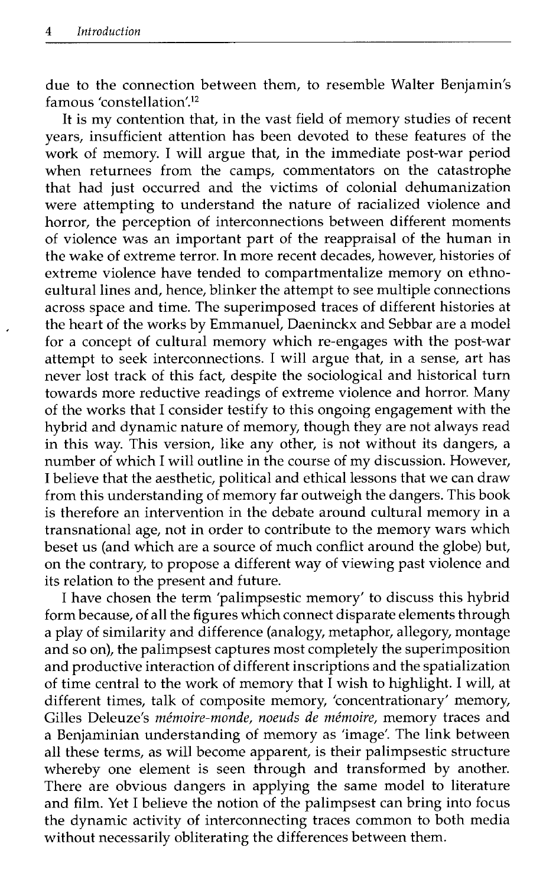due to the connection between them, to resemble Walter Benjamin's famous 'constellation'.[12]

It is my contention that, in the vast field of memory studies of recent years, insufficient attention has been devoted to these features of the work of memory. I will argue that, in the immediate post-war period when returnees from the camps, commentators on the catastrophe that had just occurred and the victims of colonial dehumanization were attempting to understand the nature of racialized violence and horror, the perception of interconnections between different moments of violence was an important part of the reappraisal of the human in the wake of extreme terror. In more recent decades, however, histories of extreme violence have tended to compartmentalize memory on ethno-cultural lines and, hence, blinker the attempt to see multiple connections across space and time. The superimposed traces of different histories at the heart of the works by Emmanuel, Daeninckx and Sebbar are a model for a concept of cultural memory which re-engages with the post-war attempt to seek interconnections. I will argue that, in a sense, art has never lost track of this fact, despite the sociological and historical turn towards more reductive readings of extreme violence and horror. Many of the works that I consider testify to this ongoing engagement with the hybrid and dynamic nature of memory, though they are not always read in this way. This version, like any other, is not without its dangers, a number of which I will outline in the course of my discussion. However, I believe that the aesthetic, political and ethical lessons that we can draw from this understanding of memory far outweigh the dangers. This book is therefore an intervention in the debate around cultural memory in a transnational age, not in order to contribute to the memory wars which beset us (and which are a source of much conflict around the globe) but, on the contrary, to propose a different way of viewing past violence and its relation to the present and future.

I have chosen the term 'palimpsestic memory' to discuss this hybrid form because, of all the figures which connect disparate elements through a play of similarity and difference (analogy, metaphor, allegory, montage and so on), the palimpsest captures most completely the superimposition and productive interaction of different inscriptions and the spatialization of time central to the work of memory that I wish to highlight. I will, at different times, talk of composite memory, 'concentrationary' memory, Gilles Deleuze's *mémoire-monde*, *noeuds de mémoire*, memory traces and a Benjaminian understanding of memory as 'image'. The link between all these terms, as will become apparent, is their palimpsestic structure whereby one element is seen through and transformed by another. There are obvious dangers in applying the same model to literature and film. Yet I believe the notion of the palimpsest can bring into focus the dynamic activity of interconnecting traces common to both media without necessarily obliterating the differences between them.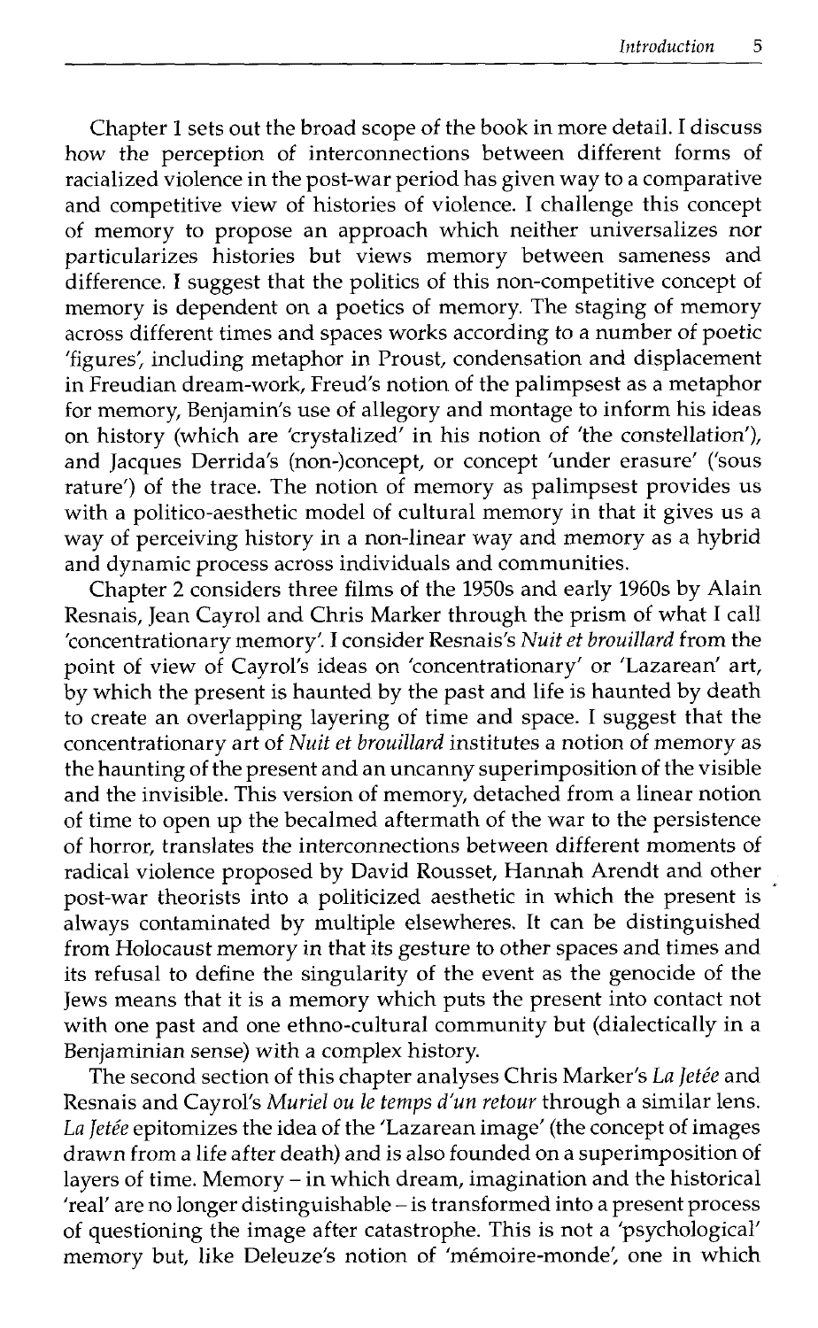Chapter 1 sets out the broad scope of the book in more detail. I discuss how the perception of interconnections between different forms of racialized violence in the post-war period has given way to a comparative and competitive view of histories of violence. I challenge this concept of memory to propose an approach which neither universalizes nor particularizes histories but views memory between sameness and difference. I suggest that the politics of this non-competitive concept of memory is dependent on a poetics of memory. The staging of memory across different times and spaces works according to a number of poetic 'figures', including metaphor in Proust, condensation and displacement in Freudian dream-work, Freud's notion of the palimpsest as a metaphor for memory, Benjamin's use of allegory and montage to inform his ideas on history (which are 'crystalized' in his notion of 'the constellation'), and Jacques Derrida's (non-)concept, or concept 'under erasure' ('sous rature') of the trace. The notion of memory as palimpsest provides us with a politico-aesthetic model of cultural memory in that it gives us a way of perceiving history in a non-linear way and memory as a hybrid and dynamic process across individuals and communities.

Chapter 2 considers three films of the 1950s and early 1960s by Alain Resnais, Jean Cayrol and Chris Marker through the prism of what I call 'concentrationary memory'. I consider Resnais's *Nuit et brouillard* from the point of view of Cayrol's ideas on 'concentrationary' or 'Lazarean' art, by which the present is haunted by the past and life is haunted by death to create an overlapping layering of time and space. I suggest that the concentrationary art of *Nuit et brouillard* institutes a notion of memory as the haunting of the present and an uncanny superimposition of the visible and the invisible. This version of memory, detached from a linear notion of time to open up the becalmed aftermath of the war to the persistence of horror, translates the interconnections between different moments of radical violence proposed by David Rousset, Hannah Arendt and other post-war theorists into a politicized aesthetic in which the present is always contaminated by multiple elsewheres. It can be distinguished from Holocaust memory in that its gesture to other spaces and times and its refusal to define the singularity of the event as the genocide of the Jews means that it is a memory which puts the present into contact not with one past and one ethno-cultural community but (dialectically in a Benjaminian sense) with a complex history.

The second section of this chapter analyses Chris Marker's *La Jetée* and Resnais and Cayrol's *Muriel ou le temps d'un retour* through a similar lens. *La Jetée* epitomizes the idea of the 'Lazarean image' (the concept of images drawn from a life after death) and is also founded on a superimposition of layers of time. Memory – in which dream, imagination and the historical 'real' are no longer distinguishable – is transformed into a present process of questioning the image after catastrophe. This is not a 'psychological' memory but, like Deleuze's notion of 'mémoire-monde', one in which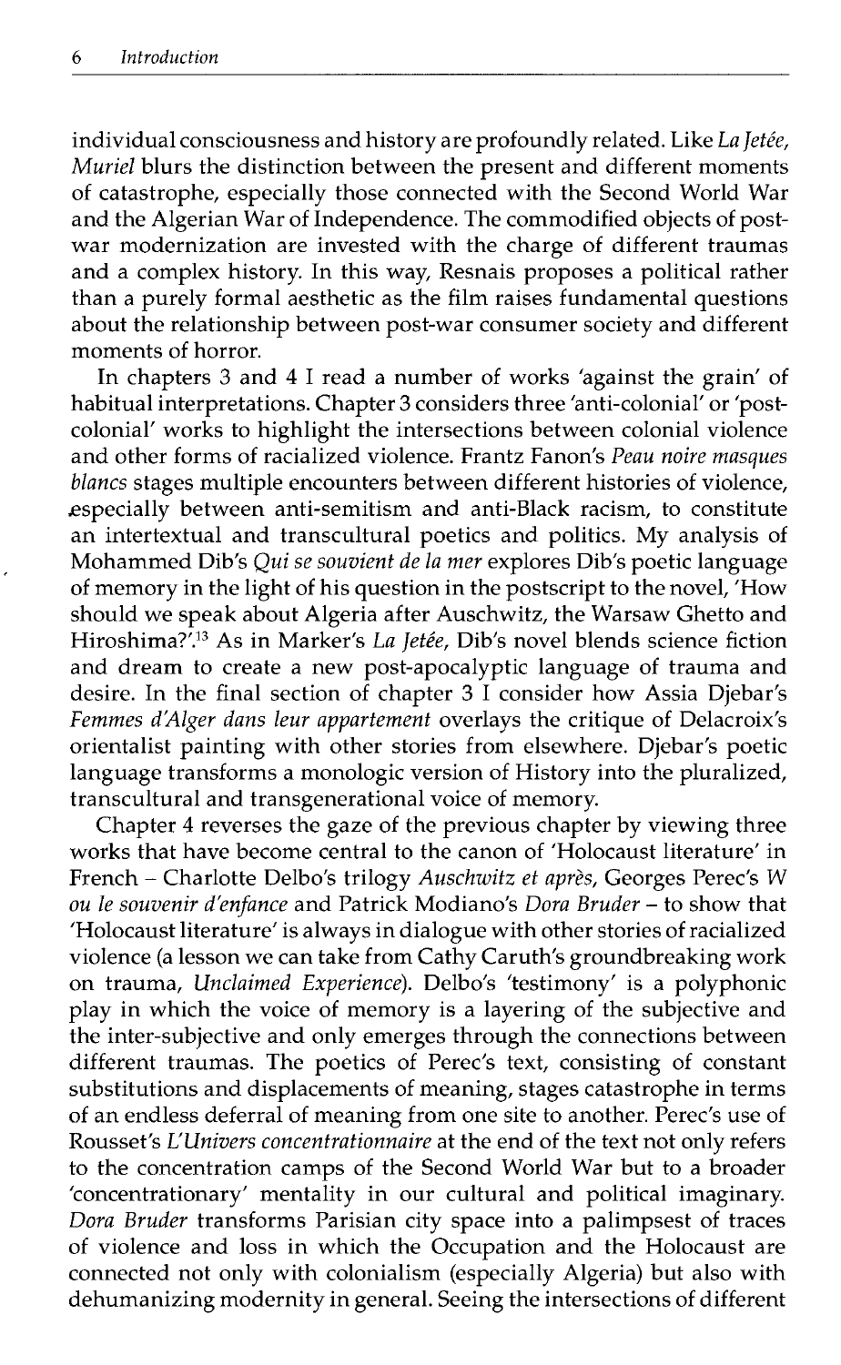individual consciousness and history are profoundly related. Like *La Jetée*, *Muriel* blurs the distinction between the present and different moments of catastrophe, especially those connected with the Second World War and the Algerian War of Independence. The commodified objects of post-war modernization are invested with the charge of different traumas and a complex history. In this way, Resnais proposes a political rather than a purely formal aesthetic as the film raises fundamental questions about the relationship between post-war consumer society and different moments of horror.

In chapters 3 and 4 I read a number of works 'against the grain' of habitual interpretations. Chapter 3 considers three 'anti-colonial' or 'post-colonial' works to highlight the intersections between colonial violence and other forms of racialized violence. Frantz Fanon's *Peau noire masques blancs* stages multiple encounters between different histories of violence, especially between anti-semitism and anti-Black racism, to constitute an intertextual and transcultural poetics and politics. My analysis of Mohammed Dib's *Qui se souvient de la mer* explores Dib's poetic language of memory in the light of his question in the postscript to the novel, 'How should we speak about Algeria after Auschwitz, the Warsaw Ghetto and Hiroshima?'.[13] As in Marker's *La Jetée*, Dib's novel blends science fiction and dream to create a new post-apocalyptic language of trauma and desire. In the final section of chapter 3 I consider how Assia Djebar's *Femmes d'Alger dans leur appartement* overlays the critique of Delacroix's orientalist painting with other stories from elsewhere. Djebar's poetic language transforms a monologic version of History into the pluralized, transcultural and transgenerational voice of memory.

Chapter 4 reverses the gaze of the previous chapter by viewing three works that have become central to the canon of 'Holocaust literature' in French – Charlotte Delbo's trilogy *Auschwitz et après*, Georges Perec's *W ou le souvenir d'enfance* and Patrick Modiano's *Dora Bruder* – to show that 'Holocaust literature' is always in dialogue with other stories of racialized violence (a lesson we can take from Cathy Caruth's groundbreaking work on trauma, *Unclaimed Experience*). Delbo's 'testimony' is a polyphonic play in which the voice of memory is a layering of the subjective and the inter-subjective and only emerges through the connections between different traumas. The poetics of Perec's text, consisting of constant substitutions and displacements of meaning, stages catastrophe in terms of an endless deferral of meaning from one site to another. Perec's use of Rousset's *L'Univers concentrationnaire* at the end of the text not only refers to the concentration camps of the Second World War but to a broader 'concentrationary' mentality in our cultural and political imaginary. *Dora Bruder* transforms Parisian city space into a palimpsest of traces of violence and loss in which the Occupation and the Holocaust are connected not only with colonialism (especially Algeria) but also with dehumanizing modernity in general. Seeing the intersections of different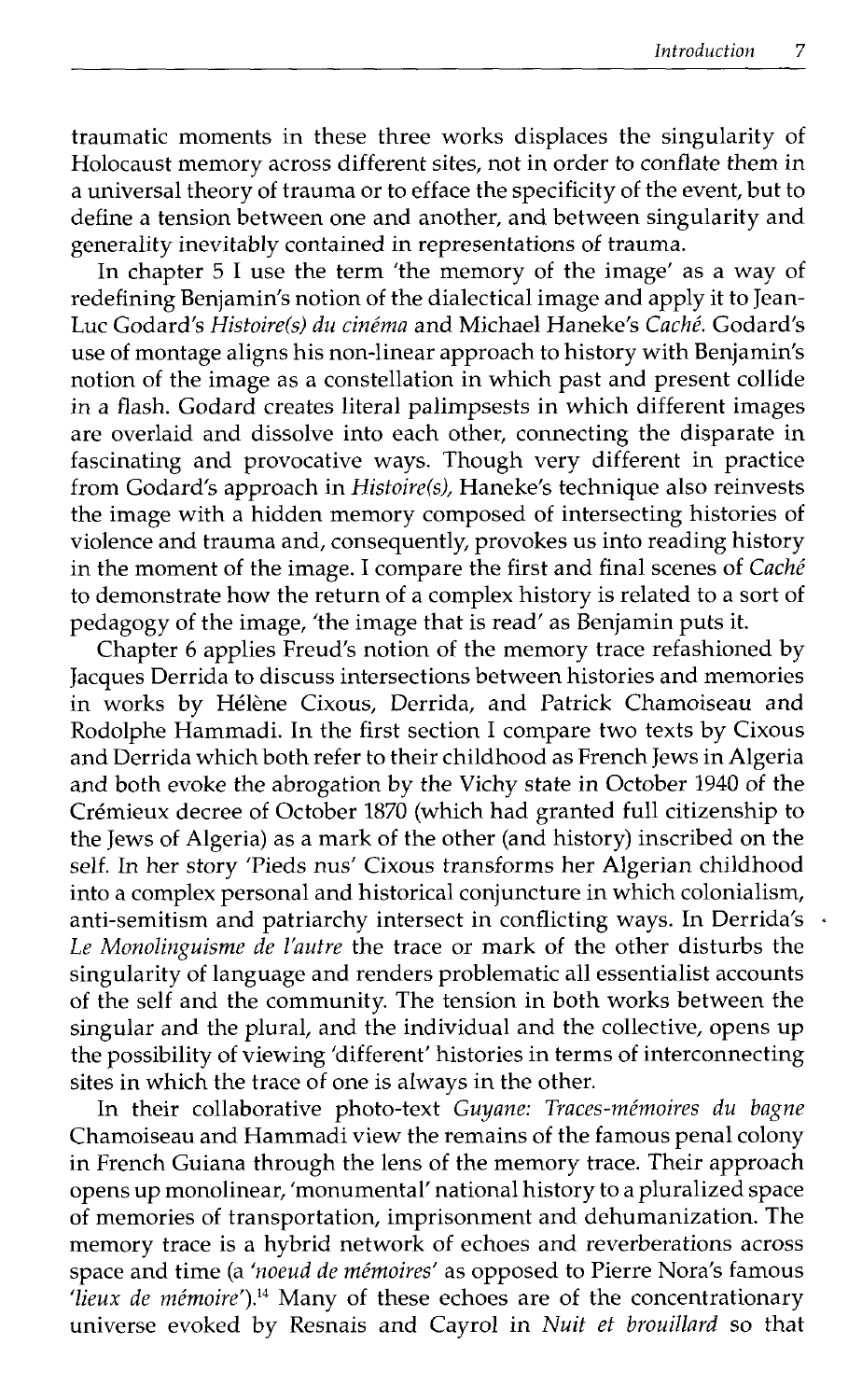traumatic moments in these three works displaces the singularity of Holocaust memory across different sites, not in order to conflate them in a universal theory of trauma or to efface the specificity of the event, but to define a tension between one and another, and between singularity and generality inevitably contained in representations of trauma.

In chapter 5 I use the term 'the memory of the image' as a way of redefining Benjamin's notion of the dialectical image and apply it to Jean-Luc Godard's *Histoire(s) du cinéma* and Michael Haneke's *Caché*. Godard's use of montage aligns his non-linear approach to history with Benjamin's notion of the image as a constellation in which past and present collide in a flash. Godard creates literal palimpsests in which different images are overlaid and dissolve into each other, connecting the disparate in fascinating and provocative ways. Though very different in practice from Godard's approach in *Histoire(s)*, Haneke's technique also reinvests the image with a hidden memory composed of intersecting histories of violence and trauma and, consequently, provokes us into reading history in the moment of the image. I compare the first and final scenes of *Caché* to demonstrate how the return of a complex history is related to a sort of pedagogy of the image, 'the image that is read' as Benjamin puts it.

Chapter 6 applies Freud's notion of the memory trace refashioned by Jacques Derrida to discuss intersections between histories and memories in works by Hélène Cixous, Derrida, and Patrick Chamoiseau and Rodolphe Hammadi. In the first section I compare two texts by Cixous and Derrida which both refer to their childhood as French Jews in Algeria and both evoke the abrogation by the Vichy state in October 1940 of the Crémieux decree of October 1870 (which had granted full citizenship to the Jews of Algeria) as a mark of the other (and history) inscribed on the self. In her story 'Pieds nus' Cixous transforms her Algerian childhood into a complex personal and historical conjuncture in which colonialism, anti-semitism and patriarchy intersect in conflicting ways. In Derrida's *Le Monolinguisme de l'autre* the trace or mark of the other disturbs the singularity of language and renders problematic all essentialist accounts of the self and the community. The tension in both works between the singular and the plural, and the individual and the collective, opens up the possibility of viewing 'different' histories in terms of interconnecting sites in which the trace of one is always in the other.

In their collaborative photo-text *Guyane: Traces-mémoires du bagne* Chamoiseau and Hammadi view the remains of the famous penal colony in French Guiana through the lens of the memory trace. Their approach opens up monolinear, 'monumental' national history to a pluralized space of memories of transportation, imprisonment and dehumanization. The memory trace is a hybrid network of echoes and reverberations across space and time (a *'noeud de mémoires'* as opposed to Pierre Nora's famous *'lieux de mémoire'*).[14] Many of these echoes are of the concentrationary universe evoked by Resnais and Cayrol in *Nuit et brouillard* so that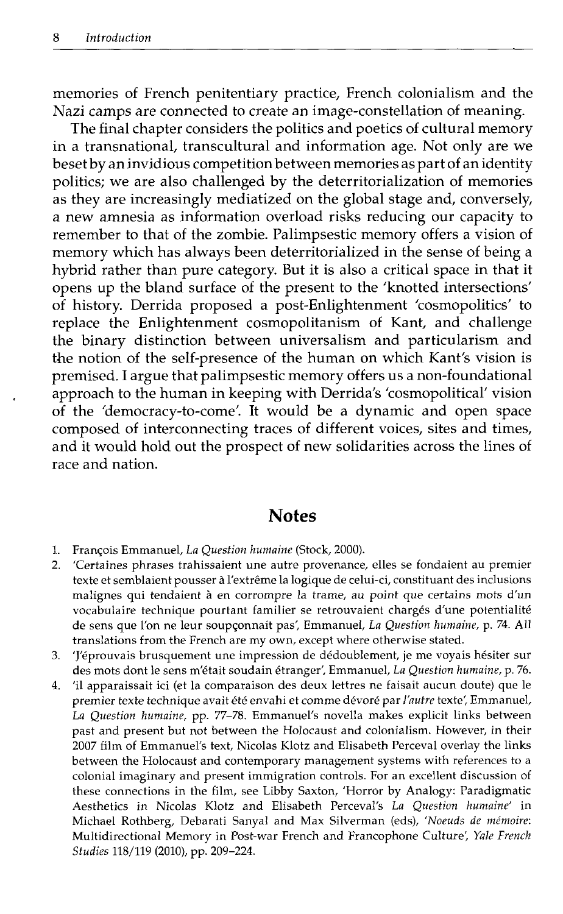memories of French penitentiary practice, French colonialism and the Nazi camps are connected to create an image-constellation of meaning.

The final chapter considers the politics and poetics of cultural memory in a transnational, transcultural and information age. Not only are we beset by an invidious competition between memories as part of an identity politics; we are also challenged by the deterritorialization of memories as they are increasingly mediatized on the global stage and, conversely, a new amnesia as information overload risks reducing our capacity to remember to that of the zombie. Palimpsestic memory offers a vision of memory which has always been deterritorialized in the sense of being a hybrid rather than pure category. But it is also a critical space in that it opens up the bland surface of the present to the 'knotted intersections' of history. Derrida proposed a post-Enlightenment 'cosmopolitics' to replace the Enlightenment cosmopolitanism of Kant, and challenge the binary distinction between universalism and particularism and the notion of the self-presence of the human on which Kant's vision is premised. I argue that palimpsestic memory offers us a non-foundational approach to the human in keeping with Derrida's 'cosmopolitical' vision of the 'democracy-to-come'. It would be a dynamic and open space composed of interconnecting traces of different voices, sites and times, and it would hold out the prospect of new solidarities across the lines of race and nation.

## Notes

1. François Emmanuel, *La Question humaine* (Stock, 2000).
2. 'Certaines phrases trahissaient une autre provenance, elles se fondaient au premier texte et semblaient pousser à l'extrême la logique de celui-ci, constituant des inclusions malignes qui tendaient à en corrompre la trame, au point que certains mots d'un vocabulaire technique pourtant familier se retrouvaient chargés d'une potentialité de sens que l'on ne leur soupçonnait pas', Emmanuel, *La Question humaine*, p. 74. All translations from the French are my own, except where otherwise stated.
3. 'J'éprouvais brusquement une impression de dédoublement, je me voyais hésiter sur des mots dont le sens m'était soudain étranger', Emmanuel, *La Question humaine*, p. 76.
4. 'il apparaissait ici (et la comparaison des deux lettres ne faisait aucun doute) que le premier texte technique avait été envahi et comme dévoré par *l'autre* texte', Emmanuel, *La Question humaine*, pp. 77–78. Emmanuel's novella makes explicit links between past and present but not between the Holocaust and colonialism. However, in their 2007 film of Emmanuel's text, Nicolas Klotz and Elisabeth Perceval overlay the links between the Holocaust and contemporary management systems with references to a colonial imaginary and present immigration controls. For an excellent discussion of these connections in the film, see Libby Saxton, 'Horror by Analogy: Paradigmatic Aesthetics in Nicolas Klotz and Elisabeth Perceval's *La Question humaine*' in Michael Rothberg, Debarati Sanyal and Max Silverman (eds), '*Noeuds de mémoire*: Multidirectional Memory in Post-war French and Francophone Culture', *Yale French Studies* 118/119 (2010), pp. 209–224.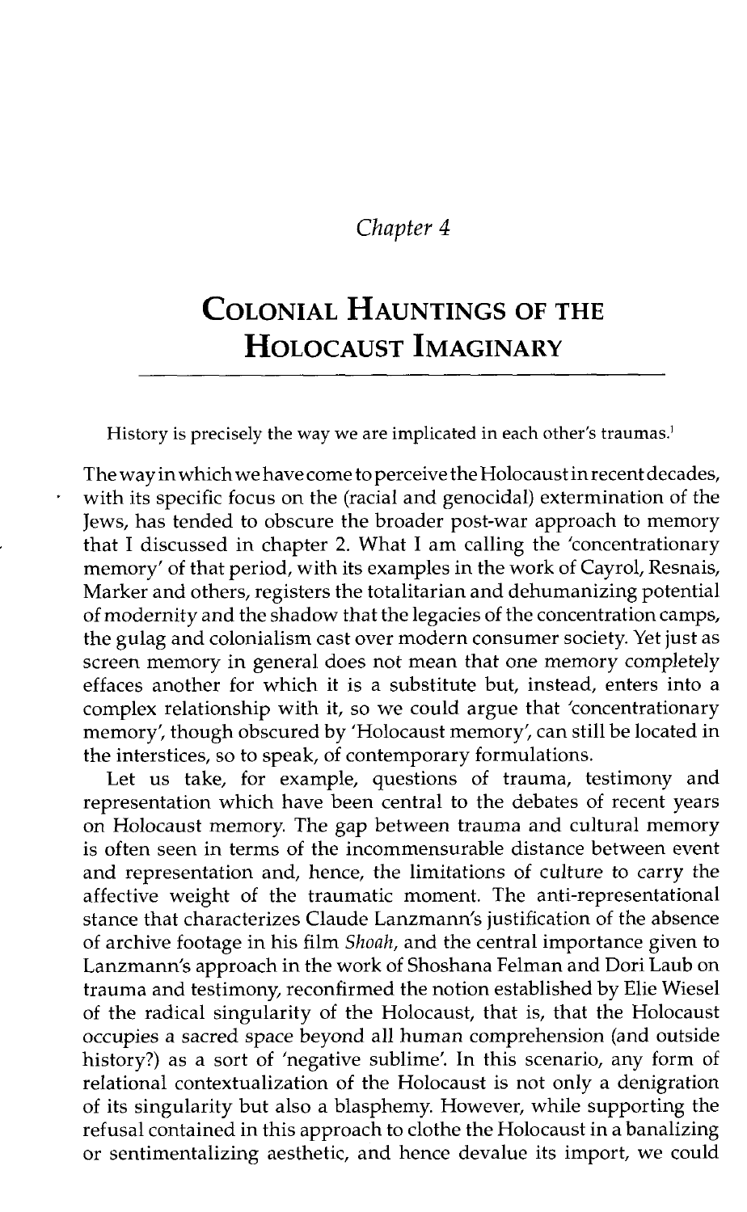*Chapter 4*

# Colonial Hauntings of the Holocaust Imaginary

History is precisely the way we are implicated in each other's traumas.[1]

The way in which we have come to perceive the Holocaust in recent decades, with its specific focus on the (racial and genocidal) extermination of the Jews, has tended to obscure the broader post-war approach to memory that I discussed in chapter 2. What I am calling the 'concentrationary memory' of that period, with its examples in the work of Cayrol, Resnais, Marker and others, registers the totalitarian and dehumanizing potential of modernity and the shadow that the legacies of the concentration camps, the gulag and colonialism cast over modern consumer society. Yet just as screen memory in general does not mean that one memory completely effaces another for which it is a substitute but, instead, enters into a complex relationship with it, so we could argue that 'concentrationary memory', though obscured by 'Holocaust memory', can still be located in the interstices, so to speak, of contemporary formulations.

Let us take, for example, questions of trauma, testimony and representation which have been central to the debates of recent years on Holocaust memory. The gap between trauma and cultural memory is often seen in terms of the incommensurable distance between event and representation and, hence, the limitations of culture to carry the affective weight of the traumatic moment. The anti-representational stance that characterizes Claude Lanzmann's justification of the absence of archive footage in his film *Shoah*, and the central importance given to Lanzmann's approach in the work of Shoshana Felman and Dori Laub on trauma and testimony, reconfirmed the notion established by Elie Wiesel of the radical singularity of the Holocaust, that is, that the Holocaust occupies a sacred space beyond all human comprehension (and outside history?) as a sort of 'negative sublime'. In this scenario, any form of relational contextualization of the Holocaust is not only a denigration of its singularity but also a blasphemy. However, while supporting the refusal contained in this approach to clothe the Holocaust in a banalizing or sentimentalizing aesthetic, and hence devalue its import, we could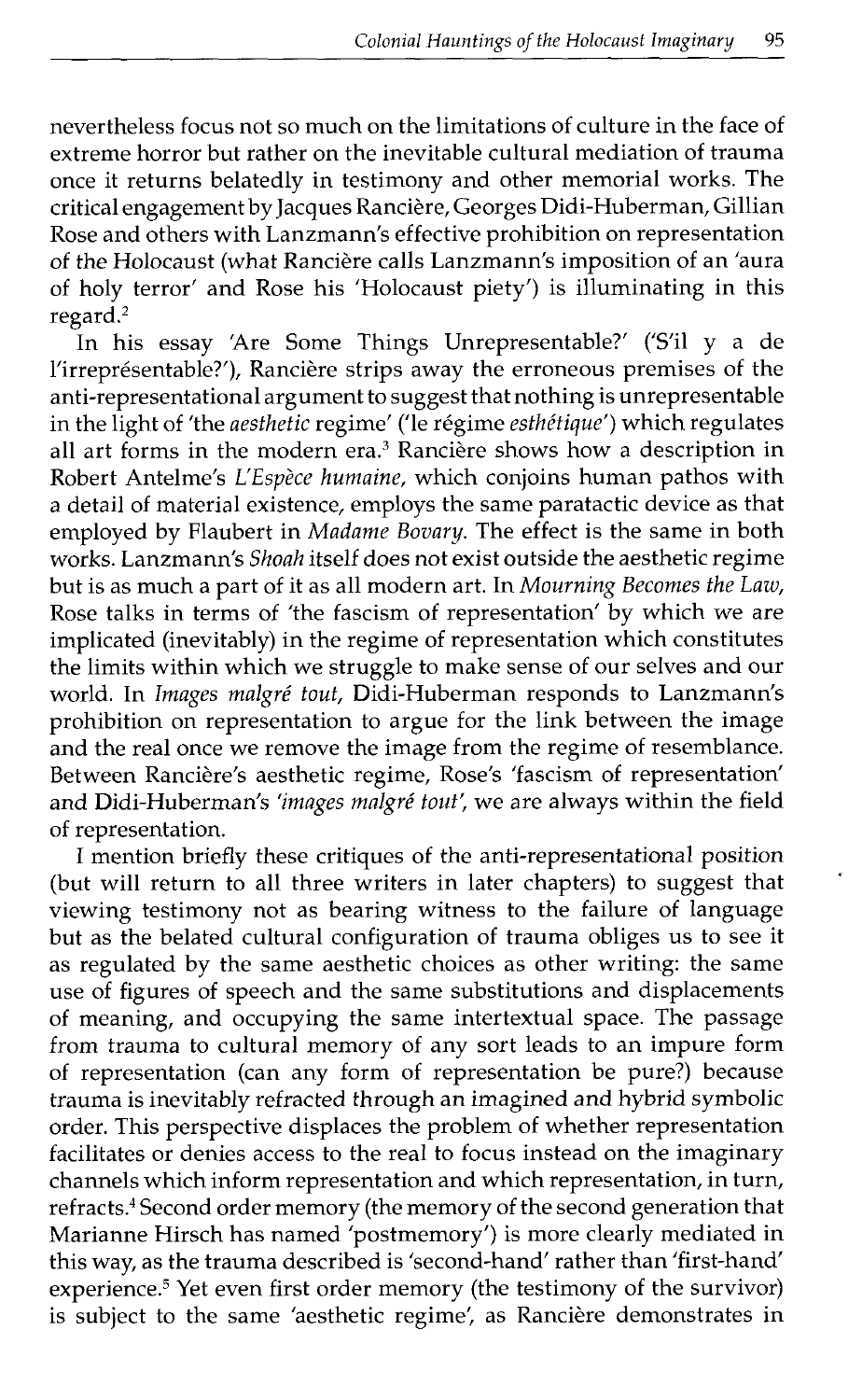nevertheless focus not so much on the limitations of culture in the face of extreme horror but rather on the inevitable cultural mediation of trauma once it returns belatedly in testimony and other memorial works. The critical engagement by Jacques Rancière, Georges Didi-Huberman, Gillian Rose and others with Lanzmann's effective prohibition on representation of the Holocaust (what Rancière calls Lanzmann's imposition of an 'aura of holy terror' and Rose his 'Holocaust piety') is illuminating in this regard.[2]

In his essay 'Are Some Things Unrepresentable?' ('S'il y a de l'irreprésentable?'), Rancière strips away the erroneous premises of the anti-representational argument to suggest that nothing is unrepresentable in the light of 'the *aesthetic* regime' ('le régime *esthétique*') which regulates all art forms in the modern era.[3] Rancière shows how a description in Robert Antelme's *L'Espèce humaine*, which conjoins human pathos with a detail of material existence, employs the same paratactic device as that employed by Flaubert in *Madame Bovary*. The effect is the same in both works. Lanzmann's *Shoah* itself does not exist outside the aesthetic regime but is as much a part of it as all modern art. In *Mourning Becomes the Law*, Rose talks in terms of 'the fascism of representation' by which we are implicated (inevitably) in the regime of representation which constitutes the limits within which we struggle to make sense of our selves and our world. In *Images malgré tout*, Didi-Huberman responds to Lanzmann's prohibition on representation to argue for the link between the image and the real once we remove the image from the regime of resemblance. Between Rancière's aesthetic regime, Rose's 'fascism of representation' and Didi-Huberman's *'images malgré tout'*, we are always within the field of representation.

I mention briefly these critiques of the anti-representational position (but will return to all three writers in later chapters) to suggest that viewing testimony not as bearing witness to the failure of language but as the belated cultural configuration of trauma obliges us to see it as regulated by the same aesthetic choices as other writing: the same use of figures of speech and the same substitutions and displacements of meaning, and occupying the same intertextual space. The passage from trauma to cultural memory of any sort leads to an impure form of representation (can any form of representation be pure?) because trauma is inevitably refracted through an imagined and hybrid symbolic order. This perspective displaces the problem of whether representation facilitates or denies access to the real to focus instead on the imaginary channels which inform representation and which representation, in turn, refracts.[4] Second order memory (the memory of the second generation that Marianne Hirsch has named 'postmemory') is more clearly mediated in this way, as the trauma described is 'second-hand' rather than 'first-hand' experience.[5] Yet even first order memory (the testimony of the survivor) is subject to the same 'aesthetic regime', as Rancière demonstrates in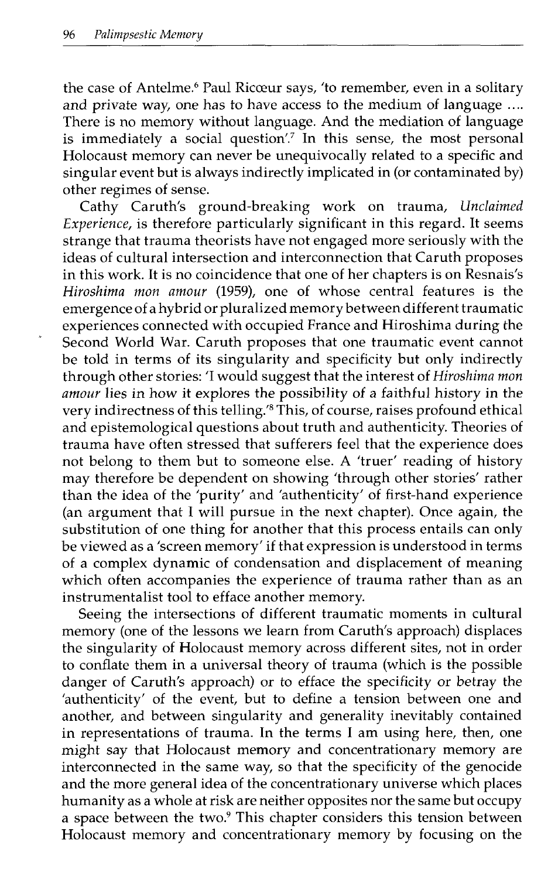the case of Antelme.[6] Paul Ricœur says, 'to remember, even in a solitary and private way, one has to have access to the medium of language …. There is no memory without language. And the mediation of language is immediately a social question'.[7] In this sense, the most personal Holocaust memory can never be unequivocally related to a specific and singular event but is always indirectly implicated in (or contaminated by) other regimes of sense.

Cathy Caruth's ground-breaking work on trauma, *Unclaimed Experience*, is therefore particularly significant in this regard. It seems strange that trauma theorists have not engaged more seriously with the ideas of cultural intersection and interconnection that Caruth proposes in this work. It is no coincidence that one of her chapters is on Resnais's *Hiroshima mon amour* (1959), one of whose central features is the emergence of a hybrid or pluralized memory between different traumatic experiences connected with occupied France and Hiroshima during the Second World War. Caruth proposes that one traumatic event cannot be told in terms of its singularity and specificity but only indirectly through other stories: 'I would suggest that the interest of *Hiroshima mon amour* lies in how it explores the possibility of a faithful history in the very indirectness of this telling.'[8] This, of course, raises profound ethical and epistemological questions about truth and authenticity. Theories of trauma have often stressed that sufferers feel that the experience does not belong to them but to someone else. A 'truer' reading of history may therefore be dependent on showing 'through other stories' rather than the idea of the 'purity' and 'authenticity' of first-hand experience (an argument that I will pursue in the next chapter). Once again, the substitution of one thing for another that this process entails can only be viewed as a 'screen memory' if that expression is understood in terms of a complex dynamic of condensation and displacement of meaning which often accompanies the experience of trauma rather than as an instrumentalist tool to efface another memory.

Seeing the intersections of different traumatic moments in cultural memory (one of the lessons we learn from Caruth's approach) displaces the singularity of Holocaust memory across different sites, not in order to conflate them in a universal theory of trauma (which is the possible danger of Caruth's approach) or to efface the specificity or betray the 'authenticity' of the event, but to define a tension between one and another, and between singularity and generality inevitably contained in representations of trauma. In the terms I am using here, then, one might say that Holocaust memory and concentrationary memory are interconnected in the same way, so that the specificity of the genocide and the more general idea of the concentrationary universe which places humanity as a whole at risk are neither opposites nor the same but occupy a space between the two.[9] This chapter considers this tension between Holocaust memory and concentrationary memory by focusing on the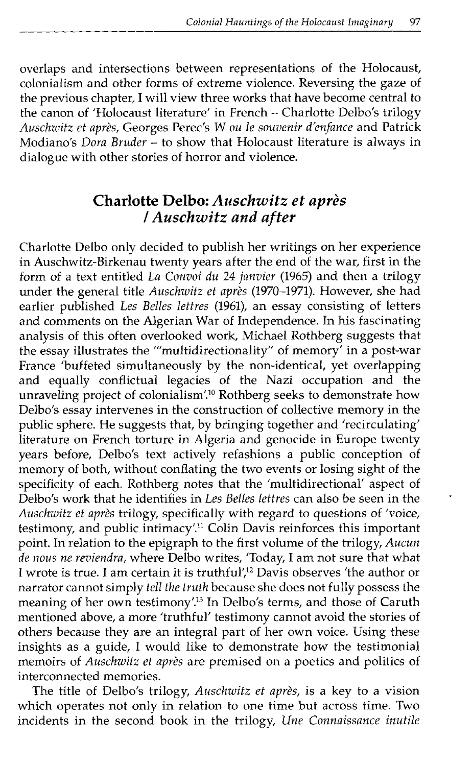overlaps and intersections between representations of the Holocaust, colonialism and other forms of extreme violence. Reversing the gaze of the previous chapter, I will view three works that have become central to the canon of 'Holocaust literature' in French – Charlotte Delbo's trilogy *Auschwitz et après*, Georges Perec's *W ou le souvenir d'enfance* and Patrick Modiano's *Dora Bruder* – to show that Holocaust literature is always in dialogue with other stories of horror and violence.

## Charlotte Delbo: *Auschwitz et après* / *Auschwitz and after*

Charlotte Delbo only decided to publish her writings on her experience in Auschwitz-Birkenau twenty years after the end of the war, first in the form of a text entitled *La Convoi du 24 janvier* (1965) and then a trilogy under the general title *Auschwitz et après* (1970–1971). However, she had earlier published *Les Belles lettres* (1961), an essay consisting of letters and comments on the Algerian War of Independence. In his fascinating analysis of this often overlooked work, Michael Rothberg suggests that the essay illustrates the '"multidirectionality" of memory' in a post-war France 'buffeted simultaneously by the non-identical, yet overlapping and equally conflictual legacies of the Nazi occupation and the unraveling project of colonialism'.[10] Rothberg seeks to demonstrate how Delbo's essay intervenes in the construction of collective memory in the public sphere. He suggests that, by bringing together and 'recirculating' literature on French torture in Algeria and genocide in Europe twenty years before, Delbo's text actively refashions a public conception of memory of both, without conflating the two events or losing sight of the specificity of each. Rothberg notes that the 'multidirectional' aspect of Delbo's work that he identifies in *Les Belles lettres* can also be seen in the *Auschwitz et après* trilogy, specifically with regard to questions of 'voice, testimony, and public intimacy'.[11] Colin Davis reinforces this important point. In relation to the epigraph to the first volume of the trilogy, *Aucun de nous ne reviendra*, where Delbo writes, 'Today, I am not sure that what I wrote is true. I am certain it is truthful',[12] Davis observes 'the author or narrator cannot simply *tell the truth* because she does not fully possess the meaning of her own testimony'.[13] In Delbo's terms, and those of Caruth mentioned above, a more 'truthful' testimony cannot avoid the stories of others because they are an integral part of her own voice. Using these insights as a guide, I would like to demonstrate how the testimonial memoirs of *Auschwitz et après* are premised on a poetics and politics of interconnected memories.

The title of Delbo's trilogy, *Auschwitz et après*, is a key to a vision which operates not only in relation to one time but across time. Two incidents in the second book in the trilogy, *Une Connaissance inutile*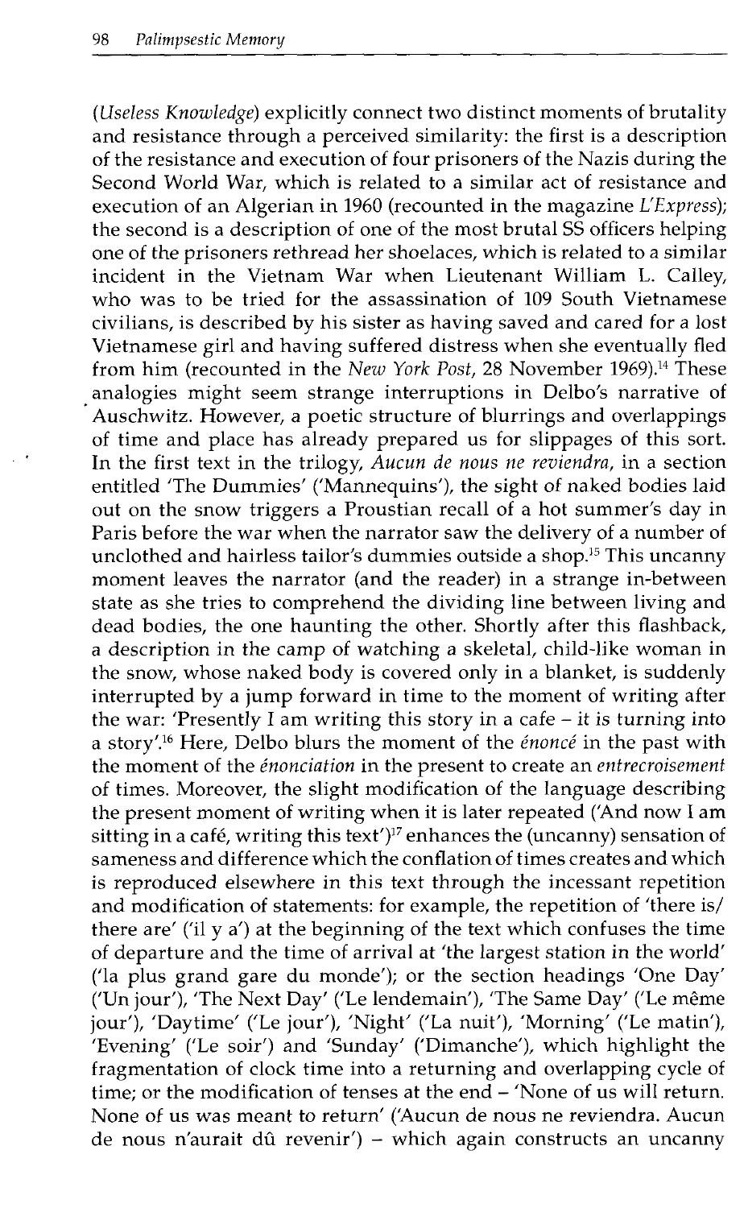(*Useless Knowledge*) explicitly connect two distinct moments of brutality and resistance through a perceived similarity: the first is a description of the resistance and execution of four prisoners of the Nazis during the Second World War, which is related to a similar act of resistance and execution of an Algerian in 1960 (recounted in the magazine *L'Express*); the second is a description of one of the most brutal SS officers helping one of the prisoners rethread her shoelaces, which is related to a similar incident in the Vietnam War when Lieutenant William L. Calley, who was to be tried for the assassination of 109 South Vietnamese civilians, is described by his sister as having saved and cared for a lost Vietnamese girl and having suffered distress when she eventually fled from him (recounted in the *New York Post*, 28 November 1969).[14] These analogies might seem strange interruptions in Delbo's narrative of Auschwitz. However, a poetic structure of blurrings and overlappings of time and place has already prepared us for slippages of this sort. In the first text in the trilogy, *Aucun de nous ne reviendra*, in a section entitled 'The Dummies' ('Mannequins'), the sight of naked bodies laid out on the snow triggers a Proustian recall of a hot summer's day in Paris before the war when the narrator saw the delivery of a number of unclothed and hairless tailor's dummies outside a shop.[15] This uncanny moment leaves the narrator (and the reader) in a strange in-between state as she tries to comprehend the dividing line between living and dead bodies, the one haunting the other. Shortly after this flashback, a description in the camp of watching a skeletal, child-like woman in the snow, whose naked body is covered only in a blanket, is suddenly interrupted by a jump forward in time to the moment of writing after the war: 'Presently I am writing this story in a cafe – it is turning into a story'.[16] Here, Delbo blurs the moment of the *énoncé* in the past with the moment of the *énonciation* in the present to create an *entrecroisement* of times. Moreover, the slight modification of the language describing the present moment of writing when it is later repeated ('And now I am sitting in a café, writing this text')[17] enhances the (uncanny) sensation of sameness and difference which the conflation of times creates and which is reproduced elsewhere in this text through the incessant repetition and modification of statements: for example, the repetition of 'there is/ there are' ('il y a') at the beginning of the text which confuses the time of departure and the time of arrival at 'the largest station in the world' ('la plus grand gare du monde'); or the section headings 'One Day' ('Un jour'), 'The Next Day' ('Le lendemain'), 'The Same Day' ('Le même jour'), 'Daytime' ('Le jour'), 'Night' ('La nuit'), 'Morning' ('Le matin'), 'Evening' ('Le soir') and 'Sunday' ('Dimanche'), which highlight the fragmentation of clock time into a returning and overlapping cycle of time; or the modification of tenses at the end – 'None of us will return. None of us was meant to return' ('Aucun de nous ne reviendra. Aucun de nous n'aurait dû revenir') – which again constructs an uncanny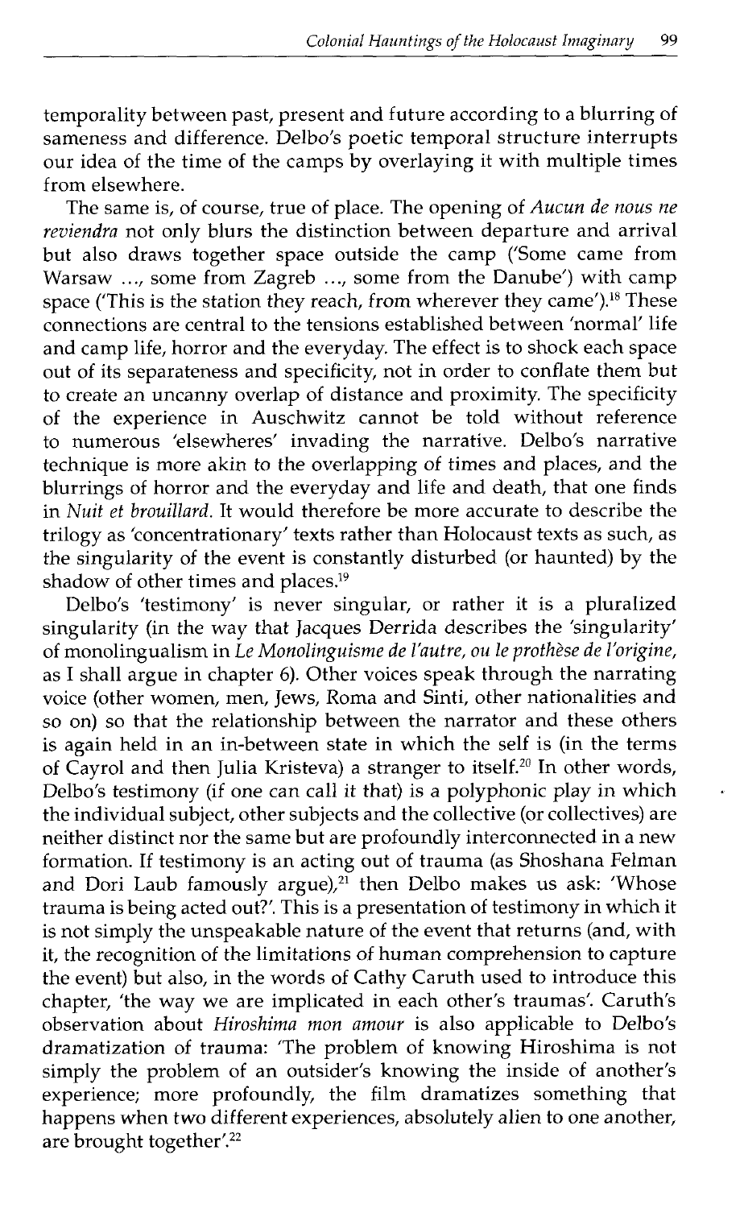temporality between past, present and future according to a blurring of sameness and difference. Delbo's poetic temporal structure interrupts our idea of the time of the camps by overlaying it with multiple times from elsewhere.

The same is, of course, true of place. The opening of *Aucun de nous ne reviendra* not only blurs the distinction between departure and arrival but also draws together space outside the camp ('Some came from Warsaw ..., some from Zagreb ..., some from the Danube') with camp space ('This is the station they reach, from wherever they came').[18] These connections are central to the tensions established between 'normal' life and camp life, horror and the everyday. The effect is to shock each space out of its separateness and specificity, not in order to conflate them but to create an uncanny overlap of distance and proximity. The specificity of the experience in Auschwitz cannot be told without reference to numerous 'elsewheres' invading the narrative. Delbo's narrative technique is more akin to the overlapping of times and places, and the blurrings of horror and the everyday and life and death, that one finds in *Nuit et brouillard*. It would therefore be more accurate to describe the trilogy as 'concentrationary' texts rather than Holocaust texts as such, as the singularity of the event is constantly disturbed (or haunted) by the shadow of other times and places.[19]

Delbo's 'testimony' is never singular, or rather it is a pluralized singularity (in the way that Jacques Derrida describes the 'singularity' of monolingualism in *Le Monolinguisme de l'autre, ou le prothèse de l'origine*, as I shall argue in chapter 6). Other voices speak through the narrating voice (other women, men, Jews, Roma and Sinti, other nationalities and so on) so that the relationship between the narrator and these others is again held in an in-between state in which the self is (in the terms of Cayrol and then Julia Kristeva) a stranger to itself.[20] In other words, Delbo's testimony (if one can call it that) is a polyphonic play in which the individual subject, other subjects and the collective (or collectives) are neither distinct nor the same but are profoundly interconnected in a new formation. If testimony is an acting out of trauma (as Shoshana Felman and Dori Laub famously argue),[21] then Delbo makes us ask: 'Whose trauma is being acted out?'. This is a presentation of testimony in which it is not simply the unspeakable nature of the event that returns (and, with it, the recognition of the limitations of human comprehension to capture the event) but also, in the words of Cathy Caruth used to introduce this chapter, 'the way we are implicated in each other's traumas'. Caruth's observation about *Hiroshima mon amour* is also applicable to Delbo's dramatization of trauma: 'The problem of knowing Hiroshima is not simply the problem of an outsider's knowing the inside of another's experience; more profoundly, the film dramatizes something that happens when two different experiences, absolutely alien to one another, are brought together'.[22]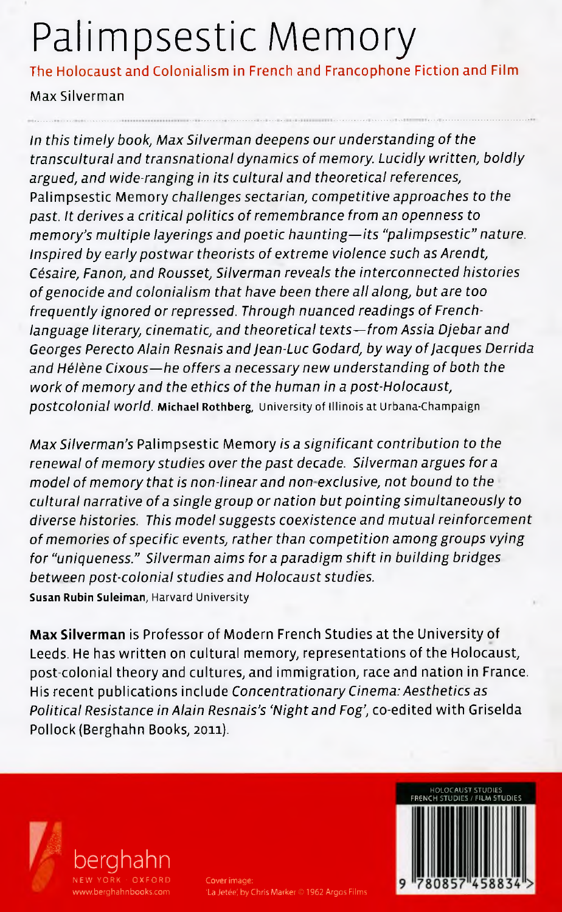# Palimpsestic Memory

## The Holocaust and Colonialism in French and Francophone Fiction and Film

Max Silverman

*In this timely book, Max Silverman deepens our understanding of the transcultural and transnational dynamics of memory. Lucidly written, boldly argued, and wide-ranging in its cultural and theoretical references,* Palimpsestic Memory *challenges sectarian, competitive approaches to the past. It derives a critical politics of remembrance from an openness to memory's multiple layerings and poetic haunting—its "palimpsestic" nature. Inspired by early postwar theorists of extreme violence such as Arendt, Césaire, Fanon, and Rousset, Silverman reveals the interconnected histories of genocide and colonialism that have been there all along, but are too frequently ignored or repressed. Through nuanced readings of French-language literary, cinematic, and theoretical texts—from Assia Djebar and Georges Perecto Alain Resnais and Jean-Luc Godard, by way of Jacques Derrida and Hélène Cixous—he offers a necessary new understanding of both the work of memory and the ethics of the human in a post-Holocaust, postcolonial world.* **Michael Rothberg**, University of Illinois at Urbana-Champaign

*Max Silverman's* Palimpsestic Memory *is a significant contribution to the renewal of memory studies over the past decade. Silverman argues for a model of memory that is non-linear and non-exclusive, not bound to the cultural narrative of a single group or nation but pointing simultaneously to diverse histories. This model suggests coexistence and mutual reinforcement of memories of specific events, rather than competition among groups vying for "uniqueness." Silverman aims for a paradigm shift in building bridges between post-colonial studies and Holocaust studies.*
**Susan Rubin Suleiman**, Harvard University

**Max Silverman** is Professor of Modern French Studies at the University of Leeds. He has written on cultural memory, representations of the Holocaust, post-colonial theory and cultures, and immigration, race and nation in France. His recent publications include *Concentrationary Cinema: Aesthetics as Political Resistance in Alain Resnais's 'Night and Fog'*, co-edited with Griselda Pollock (Berghahn Books, 2011).

berghahn
NEW YORK · OXFORD
www.berghahnbooks.com

Cover image:
'La Jetée', by Chris Marker © 1962 Argos Films

HOLOCAUST STUDIES
FRENCH STUDIES / FILM STUDIES

9 780857 458834